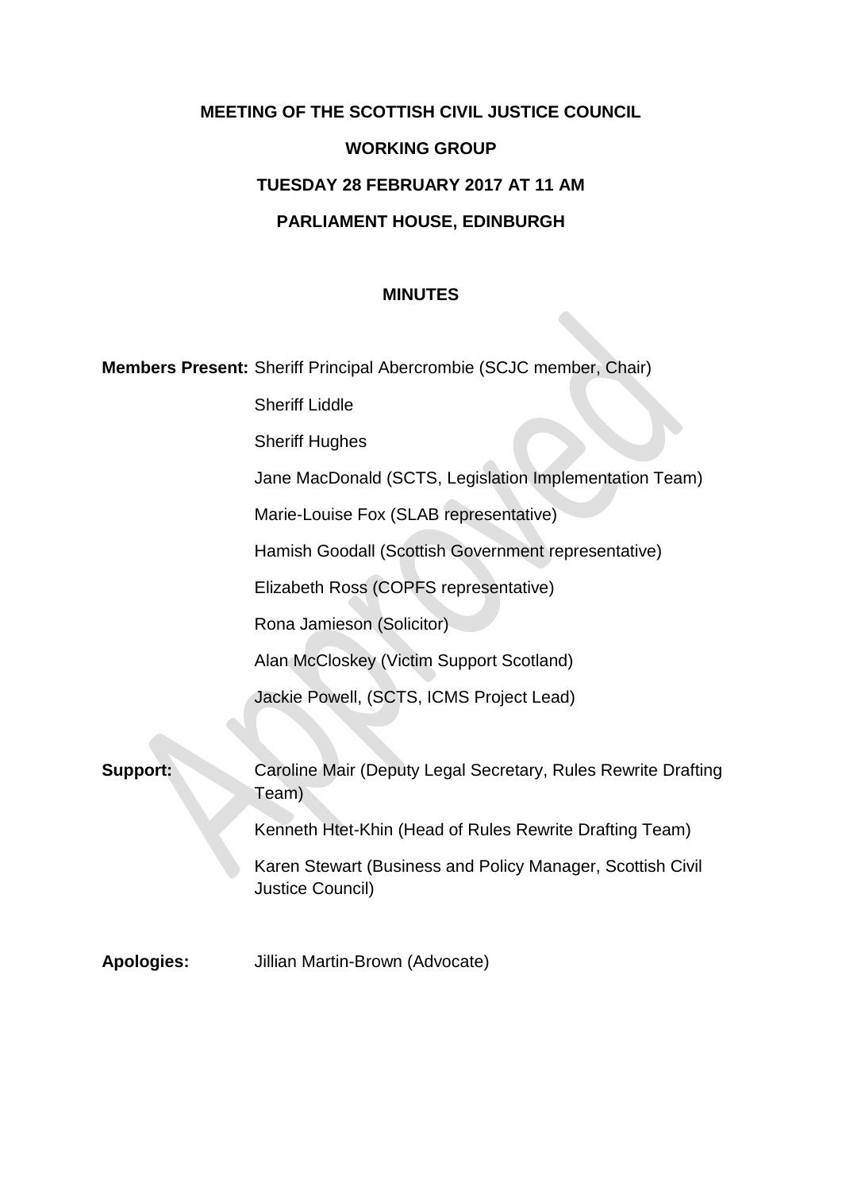**MEETING OF THE SCOTTISH CIVIL JUSTICE COUNCIL**

**WORKING GROUP**

**TUESDAY 28 FEBRUARY 2017 AT 11 AM**

**PARLIAMENT HOUSE, EDINBURGH**

**MINUTES**

**Members Present:** Sheriff Principal Abercrombie (SCJC member, Chair)

Sheriff Liddle

Sheriff Hughes

Jane MacDonald (SCTS, Legislation Implementation Team)

Marie-Louise Fox (SLAB representative)

Hamish Goodall (Scottish Government representative)

Elizabeth Ross (COPFS representative)

Rona Jamieson (Solicitor)

Alan McCloskey (Victim Support Scotland)

Jackie Powell, (SCTS, ICMS Project Lead)

**Support:** Caroline Mair (Deputy Legal Secretary, Rules Rewrite Drafting Team)

Kenneth Htet-Khin (Head of Rules Rewrite Drafting Team)

Karen Stewart (Business and Policy Manager, Scottish Civil Justice Council)

**Apologies:** Jillian Martin-Brown (Advocate)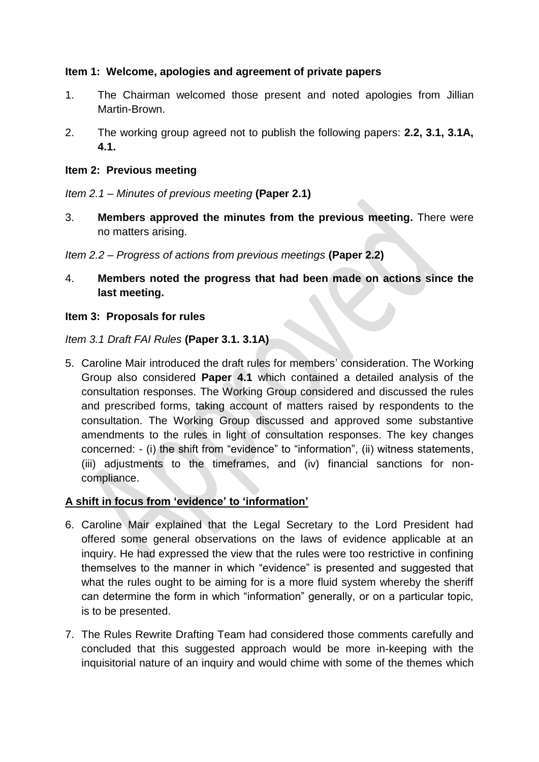**Item 1: Welcome, apologies and agreement of private papers**

1. The Chairman welcomed those present and noted apologies from Jillian Martin-Brown.

2. The working group agreed not to publish the following papers: **2.2, 3.1, 3.1A, 4.1.**

**Item 2: Previous meeting**

*Item 2.1 – Minutes of previous meeting* **(Paper 2.1)**

3. **Members approved the minutes from the previous meeting.** There were no matters arising.

*Item 2.2 – Progress of actions from previous meetings* **(Paper 2.2)**

4. **Members noted the progress that had been made on actions since the last meeting.**

**Item 3: Proposals for rules**

*Item 3.1 Draft FAI Rules* **(Paper 3.1. 3.1A)**

5. Caroline Mair introduced the draft rules for members' consideration. The Working Group also considered **Paper 4.1** which contained a detailed analysis of the consultation responses. The Working Group considered and discussed the rules and prescribed forms, taking account of matters raised by respondents to the consultation. The Working Group discussed and approved some substantive amendments to the rules in light of consultation responses. The key changes concerned: - (i) the shift from "evidence" to "information", (ii) witness statements, (iii) adjustments to the timeframes, and (iv) financial sanctions for non-compliance.

**A shift in focus from 'evidence' to 'information'**

6. Caroline Mair explained that the Legal Secretary to the Lord President had offered some general observations on the laws of evidence applicable at an inquiry. He had expressed the view that the rules were too restrictive in confining themselves to the manner in which "evidence" is presented and suggested that what the rules ought to be aiming for is a more fluid system whereby the sheriff can determine the form in which "information" generally, or on a particular topic, is to be presented.

7. The Rules Rewrite Drafting Team had considered those comments carefully and concluded that this suggested approach would be more in-keeping with the inquisitorial nature of an inquiry and would chime with some of the themes which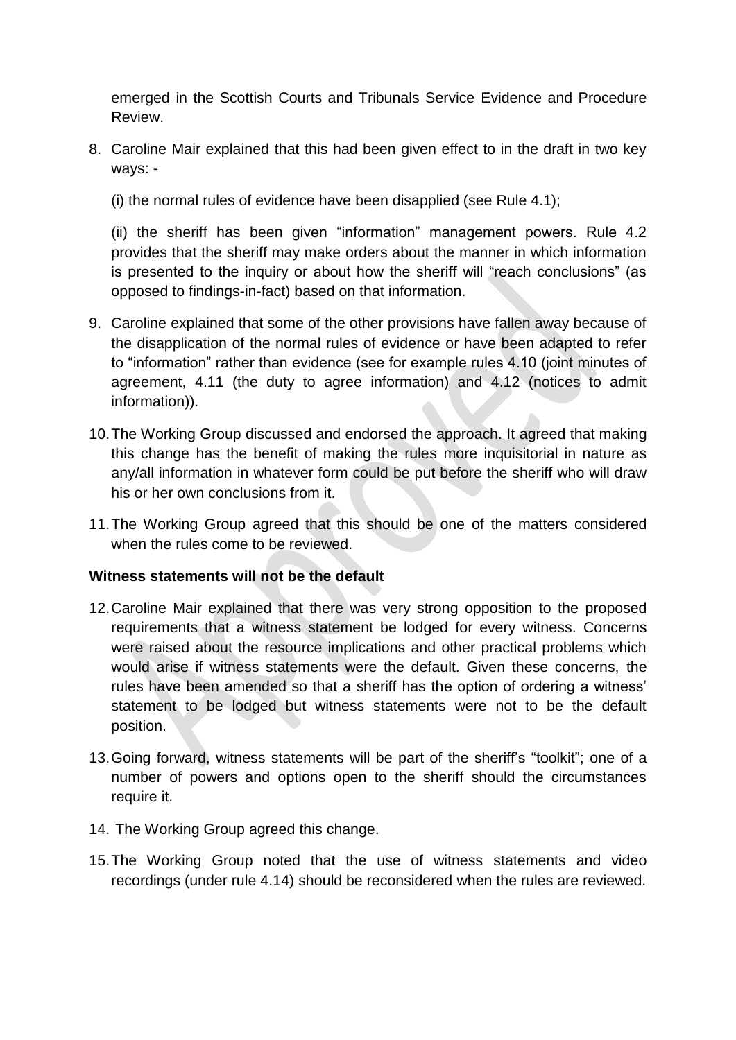emerged in the Scottish Courts and Tribunals Service Evidence and Procedure Review.

8. Caroline Mair explained that this had been given effect to in the draft in two key ways: -

   (i) the normal rules of evidence have been disapplied (see Rule 4.1);

   (ii) the sheriff has been given "information" management powers. Rule 4.2 provides that the sheriff may make orders about the manner in which information is presented to the inquiry or about how the sheriff will "reach conclusions" (as opposed to findings-in-fact) based on that information.

9. Caroline explained that some of the other provisions have fallen away because of the disapplication of the normal rules of evidence or have been adapted to refer to "information" rather than evidence (see for example rules 4.10 (joint minutes of agreement, 4.11 (the duty to agree information) and 4.12 (notices to admit information)).

10. The Working Group discussed and endorsed the approach. It agreed that making this change has the benefit of making the rules more inquisitorial in nature as any/all information in whatever form could be put before the sheriff who will draw his or her own conclusions from it.

11. The Working Group agreed that this should be one of the matters considered when the rules come to be reviewed.

**Witness statements will not be the default**

12. Caroline Mair explained that there was very strong opposition to the proposed requirements that a witness statement be lodged for every witness. Concerns were raised about the resource implications and other practical problems which would arise if witness statements were the default. Given these concerns, the rules have been amended so that a sheriff has the option of ordering a witness' statement to be lodged but witness statements were not to be the default position.

13. Going forward, witness statements will be part of the sheriff's "toolkit"; one of a number of powers and options open to the sheriff should the circumstances require it.

14. The Working Group agreed this change.

15. The Working Group noted that the use of witness statements and video recordings (under rule 4.14) should be reconsidered when the rules are reviewed.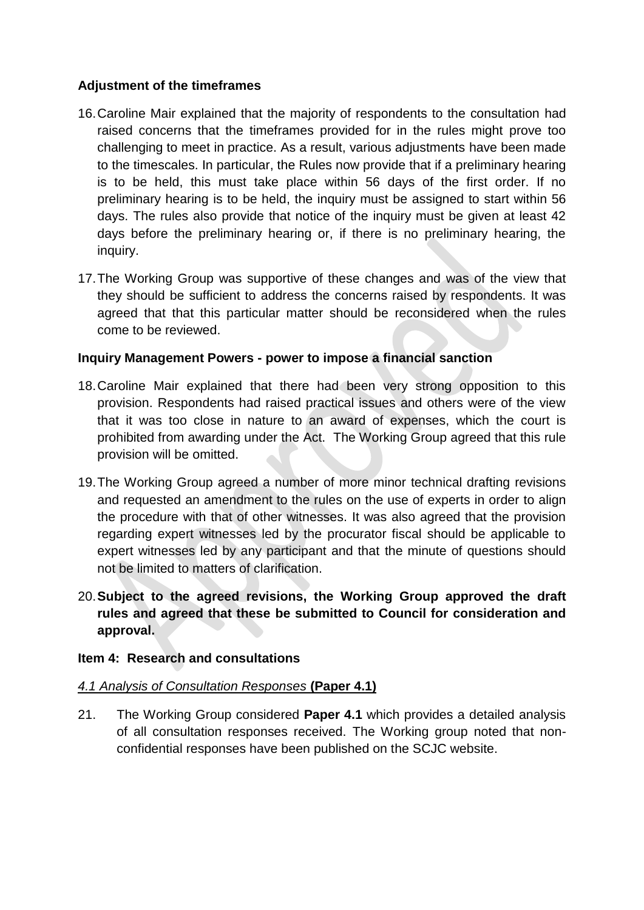**Adjustment of the timeframes**

16. Caroline Mair explained that the majority of respondents to the consultation had raised concerns that the timeframes provided for in the rules might prove too challenging to meet in practice. As a result, various adjustments have been made to the timescales. In particular, the Rules now provide that if a preliminary hearing is to be held, this must take place within 56 days of the first order. If no preliminary hearing is to be held, the inquiry must be assigned to start within 56 days. The rules also provide that notice of the inquiry must be given at least 42 days before the preliminary hearing or, if there is no preliminary hearing, the inquiry.

17. The Working Group was supportive of these changes and was of the view that they should be sufficient to address the concerns raised by respondents. It was agreed that that this particular matter should be reconsidered when the rules come to be reviewed.

**Inquiry Management Powers - power to impose a financial sanction**

18. Caroline Mair explained that there had been very strong opposition to this provision. Respondents had raised practical issues and others were of the view that it was too close in nature to an award of expenses, which the court is prohibited from awarding under the Act. The Working Group agreed that this rule provision will be omitted.

19. The Working Group agreed a number of more minor technical drafting revisions and requested an amendment to the rules on the use of experts in order to align the procedure with that of other witnesses. It was also agreed that the provision regarding expert witnesses led by the procurator fiscal should be applicable to expert witnesses led by any participant and that the minute of questions should not be limited to matters of clarification.

20. **Subject to the agreed revisions, the Working Group approved the draft rules and agreed that these be submitted to Council for consideration and approval.**

**Item 4: Research and consultations**

*4.1 Analysis of Consultation Responses* **(Paper 4.1)**

21. The Working Group considered **Paper 4.1** which provides a detailed analysis of all consultation responses received. The Working group noted that non-confidential responses have been published on the SCJC website.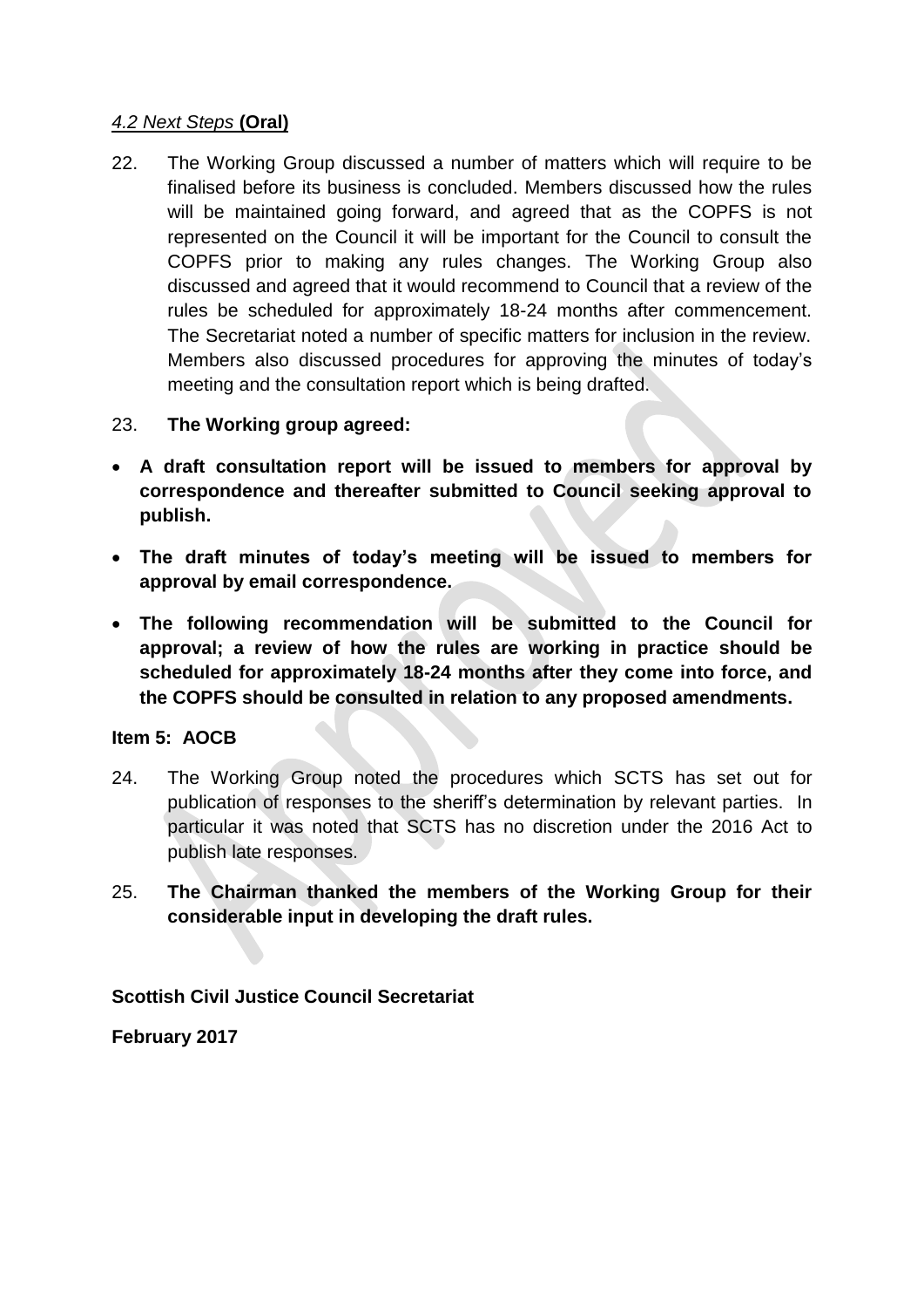*4.2 Next Steps* **(Oral)**

22. The Working Group discussed a number of matters which will require to be finalised before its business is concluded. Members discussed how the rules will be maintained going forward, and agreed that as the COPFS is not represented on the Council it will be important for the Council to consult the COPFS prior to making any rules changes. The Working Group also discussed and agreed that it would recommend to Council that a review of the rules be scheduled for approximately 18-24 months after commencement. The Secretariat noted a number of specific matters for inclusion in the review. Members also discussed procedures for approving the minutes of today's meeting and the consultation report which is being drafted.

23. **The Working group agreed:**

- **A draft consultation report will be issued to members for approval by correspondence and thereafter submitted to Council seeking approval to publish.**
- **The draft minutes of today's meeting will be issued to members for approval by email correspondence.**
- **The following recommendation will be submitted to the Council for approval; a review of how the rules are working in practice should be scheduled for approximately 18-24 months after they come into force, and the COPFS should be consulted in relation to any proposed amendments.**

**Item 5: AOCB**

24. The Working Group noted the procedures which SCTS has set out for publication of responses to the sheriff's determination by relevant parties. In particular it was noted that SCTS has no discretion under the 2016 Act to publish late responses.

25. **The Chairman thanked the members of the Working Group for their considerable input in developing the draft rules.**

**Scottish Civil Justice Council Secretariat**

**February 2017**